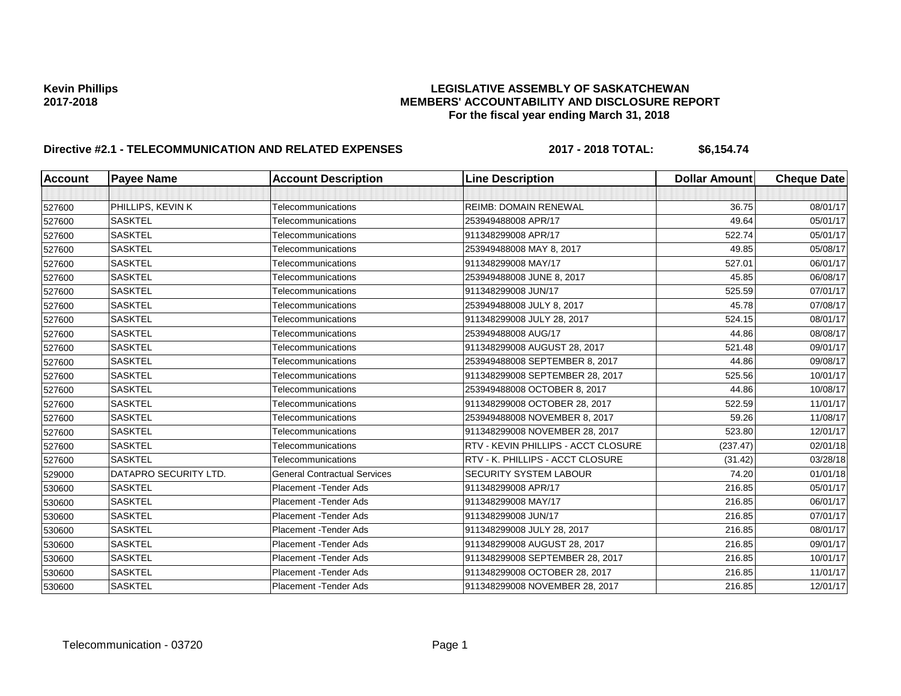**Kevin Phillips**
**2017-2018**

# LEGISLATIVE ASSEMBLY OF SASKATCHEWAN
## MEMBERS' ACCOUNTABILITY AND DISCLOSURE REPORT
### For the fiscal year ending March 31, 2018

**Directive #2.1 - TELECOMMUNICATION AND RELATED EXPENSES** **2017 - 2018 TOTAL: $6,154.74**

| Account | Payee Name | Account Description | Line Description | Dollar Amount | Cheque Date |
|---|---|---|---|---|---|
| | | | | | |
| 527600 | PHILLIPS, KEVIN K | Telecommunications | REIMB: DOMAIN RENEWAL | 36.75 | 08/01/17 |
| 527600 | SASKTEL | Telecommunications | 253949488008 APR/17 | 49.64 | 05/01/17 |
| 527600 | SASKTEL | Telecommunications | 911348299008 APR/17 | 522.74 | 05/01/17 |
| 527600 | SASKTEL | Telecommunications | 253949488008 MAY 8, 2017 | 49.85 | 05/08/17 |
| 527600 | SASKTEL | Telecommunications | 911348299008 MAY/17 | 527.01 | 06/01/17 |
| 527600 | SASKTEL | Telecommunications | 253949488008 JUNE 8, 2017 | 45.85 | 06/08/17 |
| 527600 | SASKTEL | Telecommunications | 911348299008 JUN/17 | 525.59 | 07/01/17 |
| 527600 | SASKTEL | Telecommunications | 253949488008 JULY 8, 2017 | 45.78 | 07/08/17 |
| 527600 | SASKTEL | Telecommunications | 911348299008 JULY 28, 2017 | 524.15 | 08/01/17 |
| 527600 | SASKTEL | Telecommunications | 253949488008 AUG/17 | 44.86 | 08/08/17 |
| 527600 | SASKTEL | Telecommunications | 911348299008 AUGUST 28, 2017 | 521.48 | 09/01/17 |
| 527600 | SASKTEL | Telecommunications | 253949488008 SEPTEMBER 8, 2017 | 44.86 | 09/08/17 |
| 527600 | SASKTEL | Telecommunications | 911348299008 SEPTEMBER 28, 2017 | 525.56 | 10/01/17 |
| 527600 | SASKTEL | Telecommunications | 253949488008 OCTOBER 8, 2017 | 44.86 | 10/08/17 |
| 527600 | SASKTEL | Telecommunications | 911348299008 OCTOBER 28, 2017 | 522.59 | 11/01/17 |
| 527600 | SASKTEL | Telecommunications | 253949488008 NOVEMBER 8, 2017 | 59.26 | 11/08/17 |
| 527600 | SASKTEL | Telecommunications | 911348299008 NOVEMBER 28, 2017 | 523.80 | 12/01/17 |
| 527600 | SASKTEL | Telecommunications | RTV - KEVIN PHILLIPS - ACCT CLOSURE | (237.47) | 02/01/18 |
| 527600 | SASKTEL | Telecommunications | RTV - K. PHILLIPS - ACCT CLOSURE | (31.42) | 03/28/18 |
| 529000 | DATAPRO SECURITY LTD. | General Contractual Services | SECURITY SYSTEM LABOUR | 74.20 | 01/01/18 |
| 530600 | SASKTEL | Placement -Tender Ads | 911348299008 APR/17 | 216.85 | 05/01/17 |
| 530600 | SASKTEL | Placement -Tender Ads | 911348299008 MAY/17 | 216.85 | 06/01/17 |
| 530600 | SASKTEL | Placement -Tender Ads | 911348299008 JUN/17 | 216.85 | 07/01/17 |
| 530600 | SASKTEL | Placement -Tender Ads | 911348299008 JULY 28, 2017 | 216.85 | 08/01/17 |
| 530600 | SASKTEL | Placement -Tender Ads | 911348299008 AUGUST 28, 2017 | 216.85 | 09/01/17 |
| 530600 | SASKTEL | Placement -Tender Ads | 911348299008 SEPTEMBER 28, 2017 | 216.85 | 10/01/17 |
| 530600 | SASKTEL | Placement -Tender Ads | 911348299008 OCTOBER 28, 2017 | 216.85 | 11/01/17 |
| 530600 | SASKTEL | Placement -Tender Ads | 911348299008 NOVEMBER 28, 2017 | 216.85 | 12/01/17 |

Telecommunication - 03720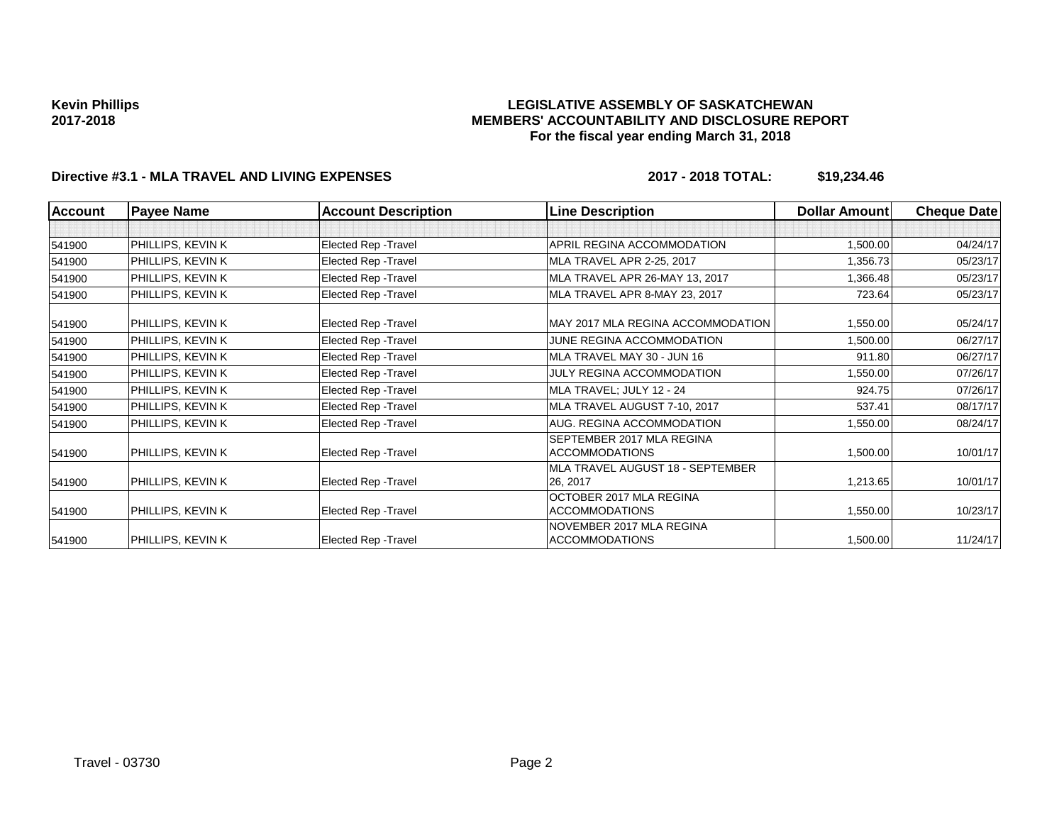**Kevin Phillips**
**2017-2018**

**LEGISLATIVE ASSEMBLY OF SASKATCHEWAN**
**MEMBERS' ACCOUNTABILITY AND DISCLOSURE REPORT**
**For the fiscal year ending March 31, 2018**

**Directive #3.1 - MLA TRAVEL AND LIVING EXPENSES** **2017 - 2018 TOTAL: $19,234.46**

| Account | Payee Name | Account Description | Line Description | Dollar Amount | Cheque Date |
|---|---|---|---|---|---|
| | | | | | |
| 541900 | PHILLIPS, KEVIN K | Elected Rep -Travel | APRIL REGINA ACCOMMODATION | 1,500.00 | 04/24/17 |
| 541900 | PHILLIPS, KEVIN K | Elected Rep -Travel | MLA TRAVEL APR 2-25, 2017 | 1,356.73 | 05/23/17 |
| 541900 | PHILLIPS, KEVIN K | Elected Rep -Travel | MLA TRAVEL APR 26-MAY 13, 2017 | 1,366.48 | 05/23/17 |
| 541900 | PHILLIPS, KEVIN K | Elected Rep -Travel | MLA TRAVEL APR 8-MAY 23, 2017 | 723.64 | 05/23/17 |
| 541900 | PHILLIPS, KEVIN K | Elected Rep -Travel | MAY 2017 MLA REGINA ACCOMMODATION | 1,550.00 | 05/24/17 |
| 541900 | PHILLIPS, KEVIN K | Elected Rep -Travel | JUNE REGINA ACCOMMODATION | 1,500.00 | 06/27/17 |
| 541900 | PHILLIPS, KEVIN K | Elected Rep -Travel | MLA TRAVEL MAY 30 - JUN 16 | 911.80 | 06/27/17 |
| 541900 | PHILLIPS, KEVIN K | Elected Rep -Travel | JULY REGINA ACCOMMODATION | 1,550.00 | 07/26/17 |
| 541900 | PHILLIPS, KEVIN K | Elected Rep -Travel | MLA TRAVEL; JULY 12 - 24 | 924.75 | 07/26/17 |
| 541900 | PHILLIPS, KEVIN K | Elected Rep -Travel | MLA TRAVEL AUGUST 7-10, 2017 | 537.41 | 08/17/17 |
| 541900 | PHILLIPS, KEVIN K | Elected Rep -Travel | AUG. REGINA ACCOMMODATION | 1,550.00 | 08/24/17 |
| 541900 | PHILLIPS, KEVIN K | Elected Rep -Travel | SEPTEMBER 2017 MLA REGINA ACCOMMODATIONS | 1,500.00 | 10/01/17 |
| 541900 | PHILLIPS, KEVIN K | Elected Rep -Travel | MLA TRAVEL AUGUST 18 - SEPTEMBER 26, 2017 | 1,213.65 | 10/01/17 |
| 541900 | PHILLIPS, KEVIN K | Elected Rep -Travel | OCTOBER 2017 MLA REGINA ACCOMMODATIONS | 1,550.00 | 10/23/17 |
| 541900 | PHILLIPS, KEVIN K | Elected Rep -Travel | NOVEMBER 2017 MLA REGINA ACCOMMODATIONS | 1,500.00 | 11/24/17 |

Travel - 03730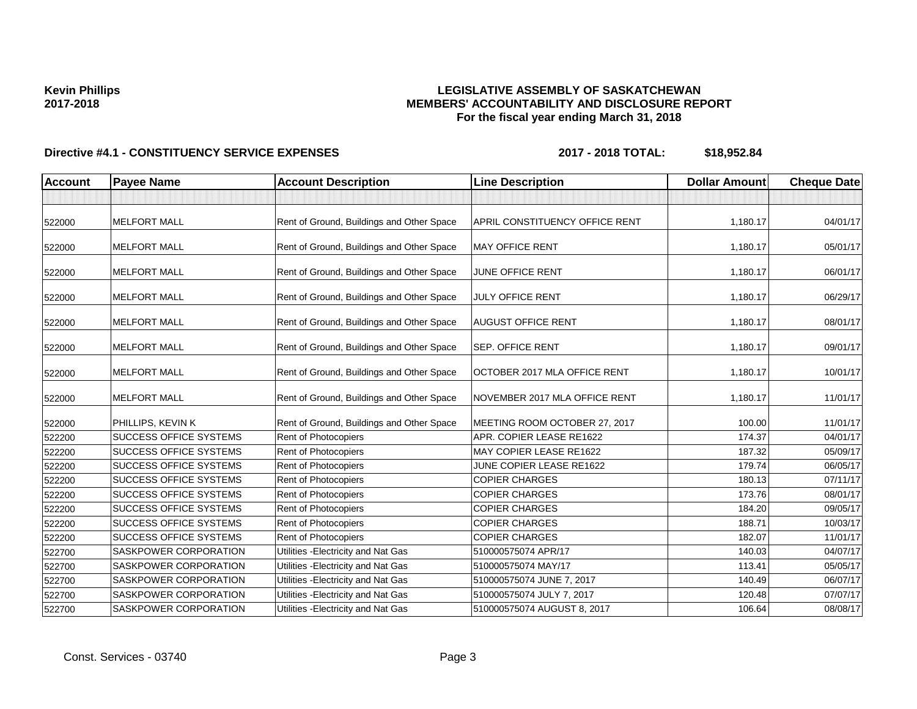**Kevin Phillips**
**2017-2018**

# LEGISLATIVE ASSEMBLY OF SASKATCHEWAN
## MEMBERS' ACCOUNTABILITY AND DISCLOSURE REPORT
### For the fiscal year ending March 31, 2018

**Directive #4.1 - CONSTITUENCY SERVICE EXPENSES** **2017 - 2018 TOTAL: $18,952.84**

| Account | Payee Name | Account Description | Line Description | Dollar Amount | Cheque Date |
|---|---|---|---|---|---|
| | | | | | |
| 522000 | MELFORT MALL | Rent of Ground, Buildings and Other Space | APRIL CONSTITUENCY OFFICE RENT | 1,180.17 | 04/01/17 |
| 522000 | MELFORT MALL | Rent of Ground, Buildings and Other Space | MAY OFFICE RENT | 1,180.17 | 05/01/17 |
| 522000 | MELFORT MALL | Rent of Ground, Buildings and Other Space | JUNE OFFICE RENT | 1,180.17 | 06/01/17 |
| 522000 | MELFORT MALL | Rent of Ground, Buildings and Other Space | JULY OFFICE RENT | 1,180.17 | 06/29/17 |
| 522000 | MELFORT MALL | Rent of Ground, Buildings and Other Space | AUGUST OFFICE RENT | 1,180.17 | 08/01/17 |
| 522000 | MELFORT MALL | Rent of Ground, Buildings and Other Space | SEP. OFFICE RENT | 1,180.17 | 09/01/17 |
| 522000 | MELFORT MALL | Rent of Ground, Buildings and Other Space | OCTOBER 2017 MLA OFFICE RENT | 1,180.17 | 10/01/17 |
| 522000 | MELFORT MALL | Rent of Ground, Buildings and Other Space | NOVEMBER 2017 MLA OFFICE RENT | 1,180.17 | 11/01/17 |
| 522000 | PHILLIPS, KEVIN K | Rent of Ground, Buildings and Other Space | MEETING ROOM OCTOBER 27, 2017 | 100.00 | 11/01/17 |
| 522200 | SUCCESS OFFICE SYSTEMS | Rent of Photocopiers | APR. COPIER LEASE RE1622 | 174.37 | 04/01/17 |
| 522200 | SUCCESS OFFICE SYSTEMS | Rent of Photocopiers | MAY COPIER LEASE RE1622 | 187.32 | 05/09/17 |
| 522200 | SUCCESS OFFICE SYSTEMS | Rent of Photocopiers | JUNE COPIER LEASE RE1622 | 179.74 | 06/05/17 |
| 522200 | SUCCESS OFFICE SYSTEMS | Rent of Photocopiers | COPIER CHARGES | 180.13 | 07/11/17 |
| 522200 | SUCCESS OFFICE SYSTEMS | Rent of Photocopiers | COPIER CHARGES | 173.76 | 08/01/17 |
| 522200 | SUCCESS OFFICE SYSTEMS | Rent of Photocopiers | COPIER CHARGES | 184.20 | 09/05/17 |
| 522200 | SUCCESS OFFICE SYSTEMS | Rent of Photocopiers | COPIER CHARGES | 188.71 | 10/03/17 |
| 522200 | SUCCESS OFFICE SYSTEMS | Rent of Photocopiers | COPIER CHARGES | 182.07 | 11/01/17 |
| 522700 | SASKPOWER CORPORATION | Utilities -Electricity and Nat Gas | 510000575074 APR/17 | 140.03 | 04/07/17 |
| 522700 | SASKPOWER CORPORATION | Utilities -Electricity and Nat Gas | 510000575074 MAY/17 | 113.41 | 05/05/17 |
| 522700 | SASKPOWER CORPORATION | Utilities -Electricity and Nat Gas | 510000575074 JUNE 7, 2017 | 140.49 | 06/07/17 |
| 522700 | SASKPOWER CORPORATION | Utilities -Electricity and Nat Gas | 510000575074 JULY 7, 2017 | 120.48 | 07/07/17 |
| 522700 | SASKPOWER CORPORATION | Utilities -Electricity and Nat Gas | 510000575074 AUGUST 8, 2017 | 106.64 | 08/08/17 |

Const. Services - 03740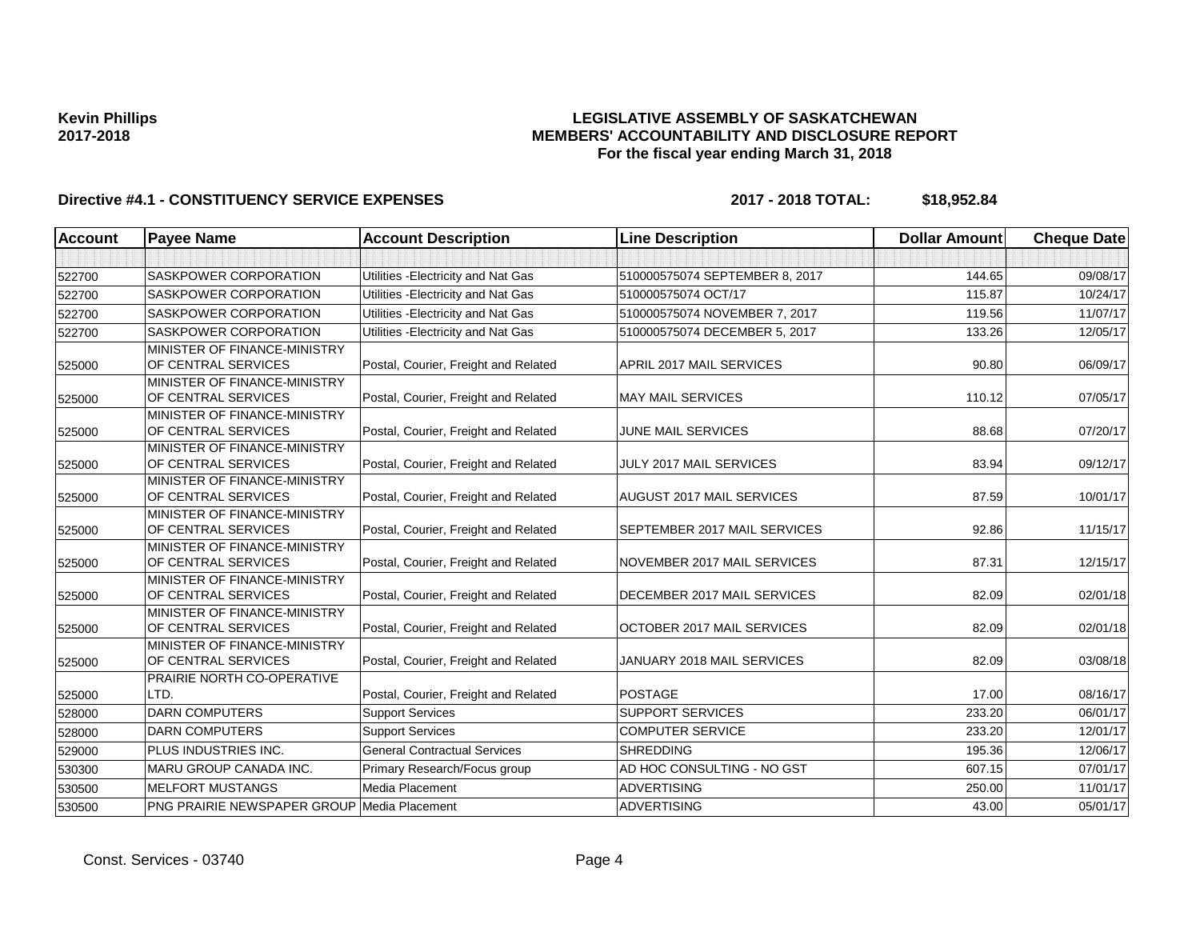**Kevin Phillips**
**2017-2018**

**LEGISLATIVE ASSEMBLY OF SASKATCHEWAN**
**MEMBERS' ACCOUNTABILITY AND DISCLOSURE REPORT**
**For the fiscal year ending March 31, 2018**

**Directive #4.1 - CONSTITUENCY SERVICE EXPENSES** **2017 - 2018 TOTAL: $18,952.84**

| Account | Payee Name | Account Description | Line Description | Dollar Amount | Cheque Date |
|---|---|---|---|---|---|
| | | | | | |
| 522700 | SASKPOWER CORPORATION | Utilities -Electricity and Nat Gas | 510000575074 SEPTEMBER 8, 2017 | 144.65 | 09/08/17 |
| 522700 | SASKPOWER CORPORATION | Utilities -Electricity and Nat Gas | 510000575074 OCT/17 | 115.87 | 10/24/17 |
| 522700 | SASKPOWER CORPORATION | Utilities -Electricity and Nat Gas | 510000575074 NOVEMBER 7, 2017 | 119.56 | 11/07/17 |
| 522700 | SASKPOWER CORPORATION | Utilities -Electricity and Nat Gas | 510000575074 DECEMBER 5, 2017 | 133.26 | 12/05/17 |
| 525000 | MINISTER OF FINANCE-MINISTRY OF CENTRAL SERVICES | Postal, Courier, Freight and Related | APRIL 2017 MAIL SERVICES | 90.80 | 06/09/17 |
| 525000 | MINISTER OF FINANCE-MINISTRY OF CENTRAL SERVICES | Postal, Courier, Freight and Related | MAY MAIL SERVICES | 110.12 | 07/05/17 |
| 525000 | MINISTER OF FINANCE-MINISTRY OF CENTRAL SERVICES | Postal, Courier, Freight and Related | JUNE MAIL SERVICES | 88.68 | 07/20/17 |
| 525000 | MINISTER OF FINANCE-MINISTRY OF CENTRAL SERVICES | Postal, Courier, Freight and Related | JULY 2017 MAIL SERVICES | 83.94 | 09/12/17 |
| 525000 | MINISTER OF FINANCE-MINISTRY OF CENTRAL SERVICES | Postal, Courier, Freight and Related | AUGUST 2017 MAIL SERVICES | 87.59 | 10/01/17 |
| 525000 | MINISTER OF FINANCE-MINISTRY OF CENTRAL SERVICES | Postal, Courier, Freight and Related | SEPTEMBER 2017 MAIL SERVICES | 92.86 | 11/15/17 |
| 525000 | MINISTER OF FINANCE-MINISTRY OF CENTRAL SERVICES | Postal, Courier, Freight and Related | NOVEMBER 2017 MAIL SERVICES | 87.31 | 12/15/17 |
| 525000 | MINISTER OF FINANCE-MINISTRY OF CENTRAL SERVICES | Postal, Courier, Freight and Related | DECEMBER 2017 MAIL SERVICES | 82.09 | 02/01/18 |
| 525000 | MINISTER OF FINANCE-MINISTRY OF CENTRAL SERVICES | Postal, Courier, Freight and Related | OCTOBER 2017 MAIL SERVICES | 82.09 | 02/01/18 |
| 525000 | MINISTER OF FINANCE-MINISTRY OF CENTRAL SERVICES | Postal, Courier, Freight and Related | JANUARY 2018 MAIL SERVICES | 82.09 | 03/08/18 |
| 525000 | PRAIRIE NORTH CO-OPERATIVE LTD. | Postal, Courier, Freight and Related | POSTAGE | 17.00 | 08/16/17 |
| 528000 | DARN COMPUTERS | Support Services | SUPPORT SERVICES | 233.20 | 06/01/17 |
| 528000 | DARN COMPUTERS | Support Services | COMPUTER SERVICE | 233.20 | 12/01/17 |
| 529000 | PLUS INDUSTRIES INC. | General Contractual Services | SHREDDING | 195.36 | 12/06/17 |
| 530300 | MARU GROUP CANADA INC. | Primary Research/Focus group | AD HOC CONSULTING - NO GST | 607.15 | 07/01/17 |
| 530500 | MELFORT MUSTANGS | Media Placement | ADVERTISING | 250.00 | 11/01/17 |
| 530500 | PNG PRAIRIE NEWSPAPER GROUP | Media Placement | ADVERTISING | 43.00 | 05/01/17 |

Const. Services - 03740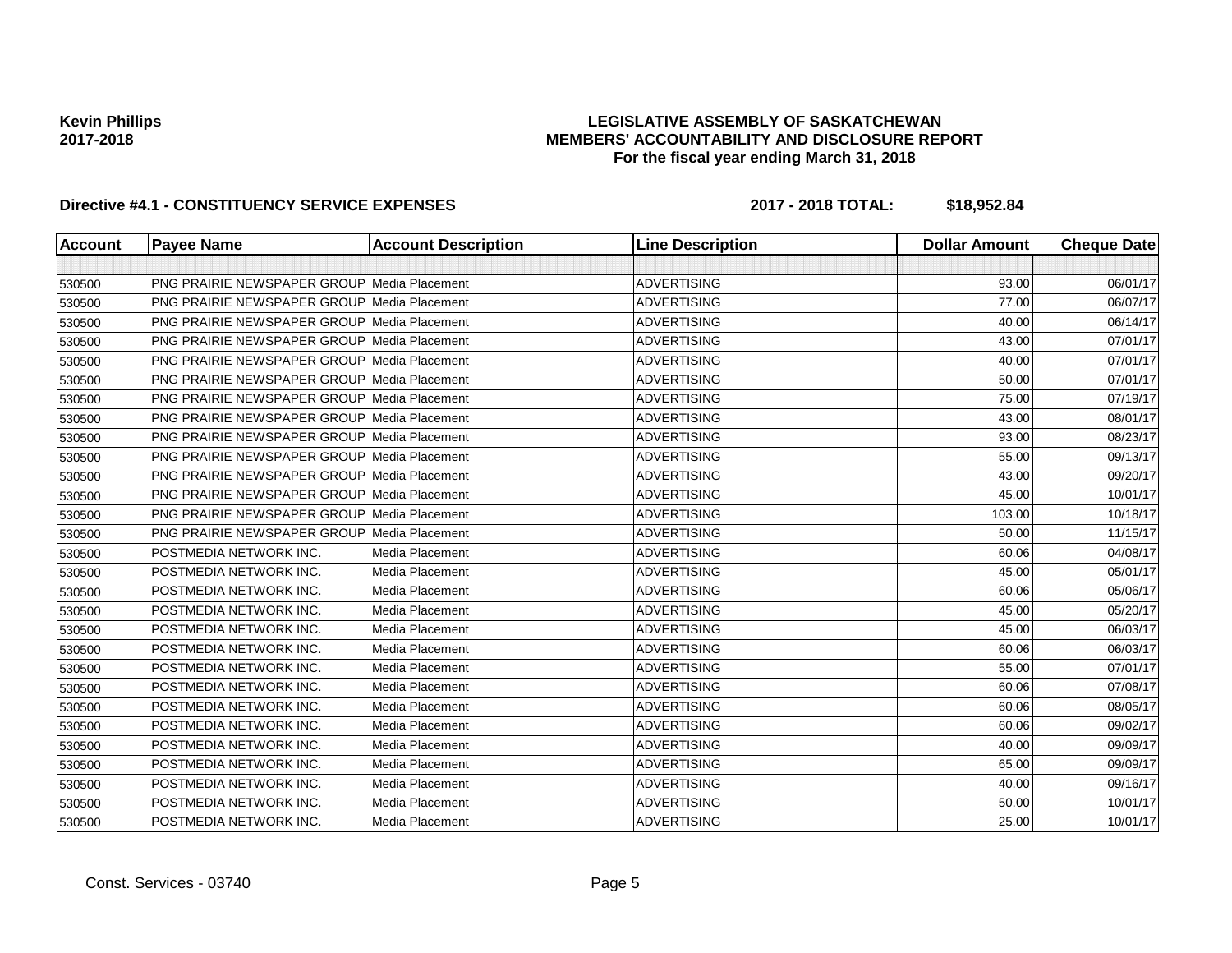**Kevin Phillips**
**2017-2018**

**LEGISLATIVE ASSEMBLY OF SASKATCHEWAN**
**MEMBERS' ACCOUNTABILITY AND DISCLOSURE REPORT**
**For the fiscal year ending March 31, 2018**

**Directive #4.1 - CONSTITUENCY SERVICE EXPENSES** **2017 - 2018 TOTAL: $18,952.84**

| Account | Payee Name | Account Description | Line Description | Dollar Amount | Cheque Date |
|---|---|---|---|---|---|
| | | | | | |
| 530500 | PNG PRAIRIE NEWSPAPER GROUP | Media Placement | ADVERTISING | 93.00 | 06/01/17 |
| 530500 | PNG PRAIRIE NEWSPAPER GROUP | Media Placement | ADVERTISING | 77.00 | 06/07/17 |
| 530500 | PNG PRAIRIE NEWSPAPER GROUP | Media Placement | ADVERTISING | 40.00 | 06/14/17 |
| 530500 | PNG PRAIRIE NEWSPAPER GROUP | Media Placement | ADVERTISING | 43.00 | 07/01/17 |
| 530500 | PNG PRAIRIE NEWSPAPER GROUP | Media Placement | ADVERTISING | 40.00 | 07/01/17 |
| 530500 | PNG PRAIRIE NEWSPAPER GROUP | Media Placement | ADVERTISING | 50.00 | 07/01/17 |
| 530500 | PNG PRAIRIE NEWSPAPER GROUP | Media Placement | ADVERTISING | 75.00 | 07/19/17 |
| 530500 | PNG PRAIRIE NEWSPAPER GROUP | Media Placement | ADVERTISING | 43.00 | 08/01/17 |
| 530500 | PNG PRAIRIE NEWSPAPER GROUP | Media Placement | ADVERTISING | 93.00 | 08/23/17 |
| 530500 | PNG PRAIRIE NEWSPAPER GROUP | Media Placement | ADVERTISING | 55.00 | 09/13/17 |
| 530500 | PNG PRAIRIE NEWSPAPER GROUP | Media Placement | ADVERTISING | 43.00 | 09/20/17 |
| 530500 | PNG PRAIRIE NEWSPAPER GROUP | Media Placement | ADVERTISING | 45.00 | 10/01/17 |
| 530500 | PNG PRAIRIE NEWSPAPER GROUP | Media Placement | ADVERTISING | 103.00 | 10/18/17 |
| 530500 | PNG PRAIRIE NEWSPAPER GROUP | Media Placement | ADVERTISING | 50.00 | 11/15/17 |
| 530500 | POSTMEDIA NETWORK INC. | Media Placement | ADVERTISING | 60.06 | 04/08/17 |
| 530500 | POSTMEDIA NETWORK INC. | Media Placement | ADVERTISING | 45.00 | 05/01/17 |
| 530500 | POSTMEDIA NETWORK INC. | Media Placement | ADVERTISING | 60.06 | 05/06/17 |
| 530500 | POSTMEDIA NETWORK INC. | Media Placement | ADVERTISING | 45.00 | 05/20/17 |
| 530500 | POSTMEDIA NETWORK INC. | Media Placement | ADVERTISING | 45.00 | 06/03/17 |
| 530500 | POSTMEDIA NETWORK INC. | Media Placement | ADVERTISING | 60.06 | 06/03/17 |
| 530500 | POSTMEDIA NETWORK INC. | Media Placement | ADVERTISING | 55.00 | 07/01/17 |
| 530500 | POSTMEDIA NETWORK INC. | Media Placement | ADVERTISING | 60.06 | 07/08/17 |
| 530500 | POSTMEDIA NETWORK INC. | Media Placement | ADVERTISING | 60.06 | 08/05/17 |
| 530500 | POSTMEDIA NETWORK INC. | Media Placement | ADVERTISING | 60.06 | 09/02/17 |
| 530500 | POSTMEDIA NETWORK INC. | Media Placement | ADVERTISING | 40.00 | 09/09/17 |
| 530500 | POSTMEDIA NETWORK INC. | Media Placement | ADVERTISING | 65.00 | 09/09/17 |
| 530500 | POSTMEDIA NETWORK INC. | Media Placement | ADVERTISING | 40.00 | 09/16/17 |
| 530500 | POSTMEDIA NETWORK INC. | Media Placement | ADVERTISING | 50.00 | 10/01/17 |
| 530500 | POSTMEDIA NETWORK INC. | Media Placement | ADVERTISING | 25.00 | 10/01/17 |

Const. Services - 03740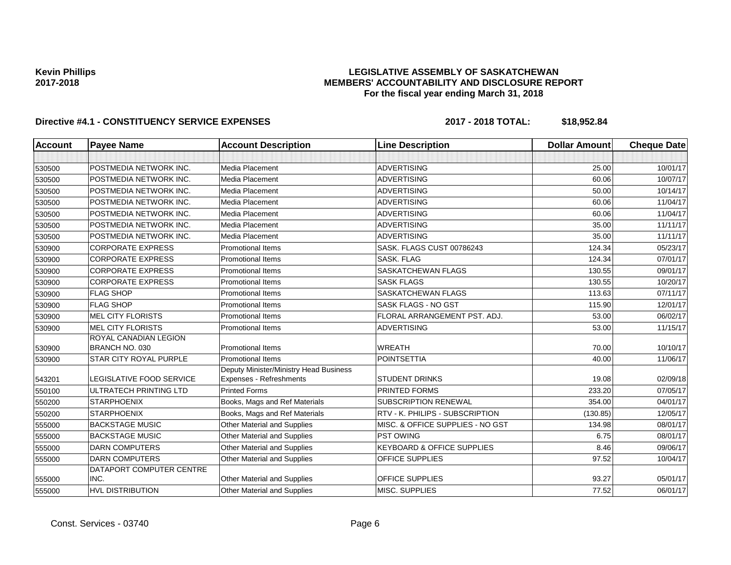**Kevin Phillips**
**2017-2018**

**LEGISLATIVE ASSEMBLY OF SASKATCHEWAN**
**MEMBERS' ACCOUNTABILITY AND DISCLOSURE REPORT**
**For the fiscal year ending March 31, 2018**

**Directive #4.1 - CONSTITUENCY SERVICE EXPENSES** **2017 - 2018 TOTAL: $18,952.84**

| Account | Payee Name | Account Description | Line Description | Dollar Amount | Cheque Date |
|---|---|---|---|---|---|
| | | | | | |
| 530500 | POSTMEDIA NETWORK INC. | Media Placement | ADVERTISING | 25.00 | 10/01/17 |
| 530500 | POSTMEDIA NETWORK INC. | Media Placement | ADVERTISING | 60.06 | 10/07/17 |
| 530500 | POSTMEDIA NETWORK INC. | Media Placement | ADVERTISING | 50.00 | 10/14/17 |
| 530500 | POSTMEDIA NETWORK INC. | Media Placement | ADVERTISING | 60.06 | 11/04/17 |
| 530500 | POSTMEDIA NETWORK INC. | Media Placement | ADVERTISING | 60.06 | 11/04/17 |
| 530500 | POSTMEDIA NETWORK INC. | Media Placement | ADVERTISING | 35.00 | 11/11/17 |
| 530500 | POSTMEDIA NETWORK INC. | Media Placement | ADVERTISING | 35.00 | 11/11/17 |
| 530900 | CORPORATE EXPRESS | Promotional Items | SASK. FLAGS CUST 00786243 | 124.34 | 05/23/17 |
| 530900 | CORPORATE EXPRESS | Promotional Items | SASK. FLAG | 124.34 | 07/01/17 |
| 530900 | CORPORATE EXPRESS | Promotional Items | SASKATCHEWAN FLAGS | 130.55 | 09/01/17 |
| 530900 | CORPORATE EXPRESS | Promotional Items | SASK FLAGS | 130.55 | 10/20/17 |
| 530900 | FLAG SHOP | Promotional Items | SASKATCHEWAN FLAGS | 113.63 | 07/11/17 |
| 530900 | FLAG SHOP | Promotional Items | SASK FLAGS - NO GST | 115.90 | 12/01/17 |
| 530900 | MEL CITY FLORISTS | Promotional Items | FLORAL ARRANGEMENT PST. ADJ. | 53.00 | 06/02/17 |
| 530900 | MEL CITY FLORISTS | Promotional Items | ADVERTISING | 53.00 | 11/15/17 |
| 530900 | ROYAL CANADIAN LEGION BRANCH NO. 030 | Promotional Items | WREATH | 70.00 | 10/10/17 |
| 530900 | STAR CITY ROYAL PURPLE | Promotional Items | POINTSETTIA | 40.00 | 11/06/17 |
| 543201 | LEGISLATIVE FOOD SERVICE | Deputy Minister/Ministry Head Business Expenses - Refreshments | STUDENT DRINKS | 19.08 | 02/09/18 |
| 550100 | ULTRATECH PRINTING LTD | Printed Forms | PRINTED FORMS | 233.20 | 07/05/17 |
| 550200 | STARPHOENIX | Books, Mags and Ref Materials | SUBSCRIPTION RENEWAL | 354.00 | 04/01/17 |
| 550200 | STARPHOENIX | Books, Mags and Ref Materials | RTV - K. PHILIPS - SUBSCRIPTION | (130.85) | 12/05/17 |
| 555000 | BACKSTAGE MUSIC | Other Material and Supplies | MISC. & OFFICE SUPPLIES - NO GST | 134.98 | 08/01/17 |
| 555000 | BACKSTAGE MUSIC | Other Material and Supplies | PST OWING | 6.75 | 08/01/17 |
| 555000 | DARN COMPUTERS | Other Material and Supplies | KEYBOARD & OFFICE SUPPLIES | 8.46 | 09/06/17 |
| 555000 | DARN COMPUTERS | Other Material and Supplies | OFFICE SUPPLIES | 97.52 | 10/04/17 |
| 555000 | DATAPORT COMPUTER CENTRE INC. | Other Material and Supplies | OFFICE SUPPLIES | 93.27 | 05/01/17 |
| 555000 | HVL DISTRIBUTION | Other Material and Supplies | MISC. SUPPLIES | 77.52 | 06/01/17 |

Const. Services - 03740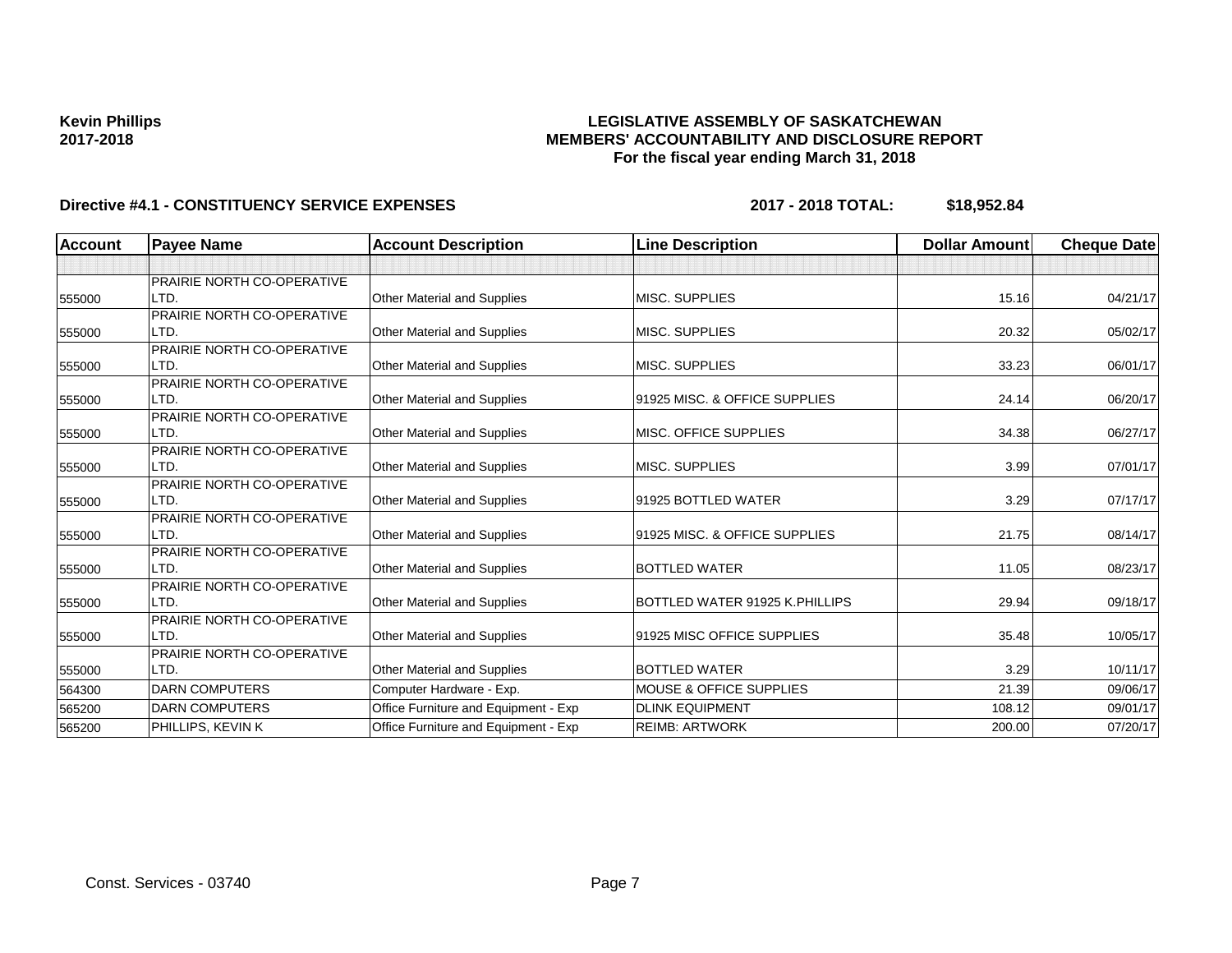**Kevin Phillips**
**2017-2018**

# LEGISLATIVE ASSEMBLY OF SASKATCHEWAN
## MEMBERS' ACCOUNTABILITY AND DISCLOSURE REPORT
### For the fiscal year ending March 31, 2018

**Directive #4.1 - CONSTITUENCY SERVICE EXPENSES** **2017 - 2018 TOTAL: $18,952.84**

| Account | Payee Name | Account Description | Line Description | Dollar Amount | Cheque Date |
|---|---|---|---|---|---|
| | | | | | |
| 555000 | PRAIRIE NORTH CO-OPERATIVE LTD. | Other Material and Supplies | MISC. SUPPLIES | 15.16 | 04/21/17 |
| 555000 | PRAIRIE NORTH CO-OPERATIVE LTD. | Other Material and Supplies | MISC. SUPPLIES | 20.32 | 05/02/17 |
| 555000 | PRAIRIE NORTH CO-OPERATIVE LTD. | Other Material and Supplies | MISC. SUPPLIES | 33.23 | 06/01/17 |
| 555000 | PRAIRIE NORTH CO-OPERATIVE LTD. | Other Material and Supplies | 91925 MISC. & OFFICE SUPPLIES | 24.14 | 06/20/17 |
| 555000 | PRAIRIE NORTH CO-OPERATIVE LTD. | Other Material and Supplies | MISC. OFFICE SUPPLIES | 34.38 | 06/27/17 |
| 555000 | PRAIRIE NORTH CO-OPERATIVE LTD. | Other Material and Supplies | MISC. SUPPLIES | 3.99 | 07/01/17 |
| 555000 | PRAIRIE NORTH CO-OPERATIVE LTD. | Other Material and Supplies | 91925 BOTTLED WATER | 3.29 | 07/17/17 |
| 555000 | PRAIRIE NORTH CO-OPERATIVE LTD. | Other Material and Supplies | 91925 MISC. & OFFICE SUPPLIES | 21.75 | 08/14/17 |
| 555000 | PRAIRIE NORTH CO-OPERATIVE LTD. | Other Material and Supplies | BOTTLED WATER | 11.05 | 08/23/17 |
| 555000 | PRAIRIE NORTH CO-OPERATIVE LTD. | Other Material and Supplies | BOTTLED WATER 91925 K.PHILLIPS | 29.94 | 09/18/17 |
| 555000 | PRAIRIE NORTH CO-OPERATIVE LTD. | Other Material and Supplies | 91925 MISC OFFICE SUPPLIES | 35.48 | 10/05/17 |
| 555000 | PRAIRIE NORTH CO-OPERATIVE LTD. | Other Material and Supplies | BOTTLED WATER | 3.29 | 10/11/17 |
| 564300 | DARN COMPUTERS | Computer Hardware - Exp. | MOUSE & OFFICE SUPPLIES | 21.39 | 09/06/17 |
| 565200 | DARN COMPUTERS | Office Furniture and Equipment - Exp | DLINK EQUIPMENT | 108.12 | 09/01/17 |
| 565200 | PHILLIPS, KEVIN K | Office Furniture and Equipment - Exp | REIMB: ARTWORK | 200.00 | 07/20/17 |

Const. Services - 03740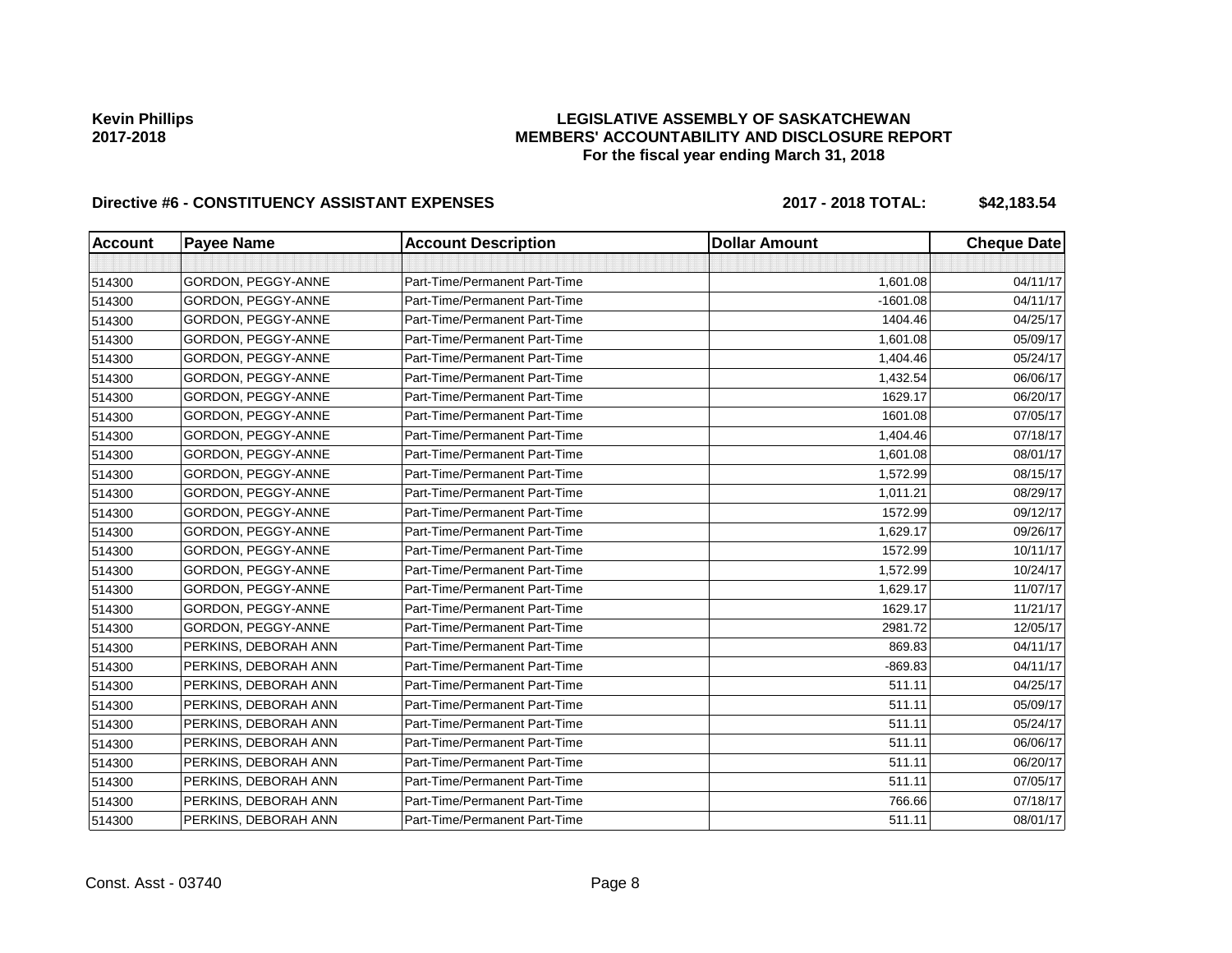**Kevin Phillips**
**2017-2018**

**LEGISLATIVE ASSEMBLY OF SASKATCHEWAN**
**MEMBERS' ACCOUNTABILITY AND DISCLOSURE REPORT**
**For the fiscal year ending March 31, 2018**

**Directive #6 - CONSTITUENCY ASSISTANT EXPENSES** **2017 - 2018 TOTAL: $42,183.54**

| Account | Payee Name | Account Description | Dollar Amount | Cheque Date |
|---|---|---|---|---|
| | | | | |
| 514300 | GORDON, PEGGY-ANNE | Part-Time/Permanent Part-Time | 1,601.08 | 04/11/17 |
| 514300 | GORDON, PEGGY-ANNE | Part-Time/Permanent Part-Time | -1601.08 | 04/11/17 |
| 514300 | GORDON, PEGGY-ANNE | Part-Time/Permanent Part-Time | 1404.46 | 04/25/17 |
| 514300 | GORDON, PEGGY-ANNE | Part-Time/Permanent Part-Time | 1,601.08 | 05/09/17 |
| 514300 | GORDON, PEGGY-ANNE | Part-Time/Permanent Part-Time | 1,404.46 | 05/24/17 |
| 514300 | GORDON, PEGGY-ANNE | Part-Time/Permanent Part-Time | 1,432.54 | 06/06/17 |
| 514300 | GORDON, PEGGY-ANNE | Part-Time/Permanent Part-Time | 1629.17 | 06/20/17 |
| 514300 | GORDON, PEGGY-ANNE | Part-Time/Permanent Part-Time | 1601.08 | 07/05/17 |
| 514300 | GORDON, PEGGY-ANNE | Part-Time/Permanent Part-Time | 1,404.46 | 07/18/17 |
| 514300 | GORDON, PEGGY-ANNE | Part-Time/Permanent Part-Time | 1,601.08 | 08/01/17 |
| 514300 | GORDON, PEGGY-ANNE | Part-Time/Permanent Part-Time | 1,572.99 | 08/15/17 |
| 514300 | GORDON, PEGGY-ANNE | Part-Time/Permanent Part-Time | 1,011.21 | 08/29/17 |
| 514300 | GORDON, PEGGY-ANNE | Part-Time/Permanent Part-Time | 1572.99 | 09/12/17 |
| 514300 | GORDON, PEGGY-ANNE | Part-Time/Permanent Part-Time | 1,629.17 | 09/26/17 |
| 514300 | GORDON, PEGGY-ANNE | Part-Time/Permanent Part-Time | 1572.99 | 10/11/17 |
| 514300 | GORDON, PEGGY-ANNE | Part-Time/Permanent Part-Time | 1,572.99 | 10/24/17 |
| 514300 | GORDON, PEGGY-ANNE | Part-Time/Permanent Part-Time | 1,629.17 | 11/07/17 |
| 514300 | GORDON, PEGGY-ANNE | Part-Time/Permanent Part-Time | 1629.17 | 11/21/17 |
| 514300 | GORDON, PEGGY-ANNE | Part-Time/Permanent Part-Time | 2981.72 | 12/05/17 |
| 514300 | PERKINS, DEBORAH ANN | Part-Time/Permanent Part-Time | 869.83 | 04/11/17 |
| 514300 | PERKINS, DEBORAH ANN | Part-Time/Permanent Part-Time | -869.83 | 04/11/17 |
| 514300 | PERKINS, DEBORAH ANN | Part-Time/Permanent Part-Time | 511.11 | 04/25/17 |
| 514300 | PERKINS, DEBORAH ANN | Part-Time/Permanent Part-Time | 511.11 | 05/09/17 |
| 514300 | PERKINS, DEBORAH ANN | Part-Time/Permanent Part-Time | 511.11 | 05/24/17 |
| 514300 | PERKINS, DEBORAH ANN | Part-Time/Permanent Part-Time | 511.11 | 06/06/17 |
| 514300 | PERKINS, DEBORAH ANN | Part-Time/Permanent Part-Time | 511.11 | 06/20/17 |
| 514300 | PERKINS, DEBORAH ANN | Part-Time/Permanent Part-Time | 511.11 | 07/05/17 |
| 514300 | PERKINS, DEBORAH ANN | Part-Time/Permanent Part-Time | 766.66 | 07/18/17 |
| 514300 | PERKINS, DEBORAH ANN | Part-Time/Permanent Part-Time | 511.11 | 08/01/17 |

Const. Asst - 03740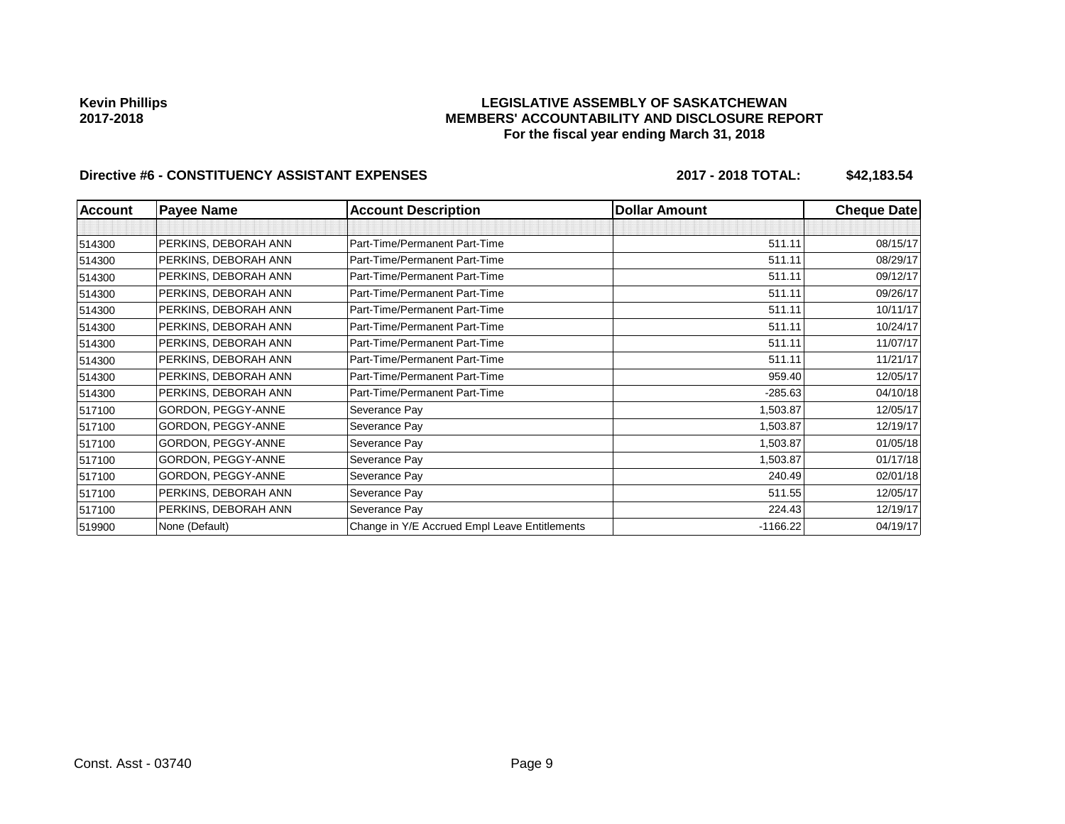**Kevin Phillips**
**2017-2018**

**LEGISLATIVE ASSEMBLY OF SASKATCHEWAN**
**MEMBERS' ACCOUNTABILITY AND DISCLOSURE REPORT**
**For the fiscal year ending March 31, 2018**

**Directive #6 - CONSTITUENCY ASSISTANT EXPENSES** **2017 - 2018 TOTAL: $42,183.54**

| Account | Payee Name | Account Description | Dollar Amount | Cheque Date |
|---|---|---|---|---|
| | | | | |
| 514300 | PERKINS, DEBORAH ANN | Part-Time/Permanent Part-Time | 511.11 | 08/15/17 |
| 514300 | PERKINS, DEBORAH ANN | Part-Time/Permanent Part-Time | 511.11 | 08/29/17 |
| 514300 | PERKINS, DEBORAH ANN | Part-Time/Permanent Part-Time | 511.11 | 09/12/17 |
| 514300 | PERKINS, DEBORAH ANN | Part-Time/Permanent Part-Time | 511.11 | 09/26/17 |
| 514300 | PERKINS, DEBORAH ANN | Part-Time/Permanent Part-Time | 511.11 | 10/11/17 |
| 514300 | PERKINS, DEBORAH ANN | Part-Time/Permanent Part-Time | 511.11 | 10/24/17 |
| 514300 | PERKINS, DEBORAH ANN | Part-Time/Permanent Part-Time | 511.11 | 11/07/17 |
| 514300 | PERKINS, DEBORAH ANN | Part-Time/Permanent Part-Time | 511.11 | 11/21/17 |
| 514300 | PERKINS, DEBORAH ANN | Part-Time/Permanent Part-Time | 959.40 | 12/05/17 |
| 514300 | PERKINS, DEBORAH ANN | Part-Time/Permanent Part-Time | -285.63 | 04/10/18 |
| 517100 | GORDON, PEGGY-ANNE | Severance Pay | 1,503.87 | 12/05/17 |
| 517100 | GORDON, PEGGY-ANNE | Severance Pay | 1,503.87 | 12/19/17 |
| 517100 | GORDON, PEGGY-ANNE | Severance Pay | 1,503.87 | 01/05/18 |
| 517100 | GORDON, PEGGY-ANNE | Severance Pay | 1,503.87 | 01/17/18 |
| 517100 | GORDON, PEGGY-ANNE | Severance Pay | 240.49 | 02/01/18 |
| 517100 | PERKINS, DEBORAH ANN | Severance Pay | 511.55 | 12/05/17 |
| 517100 | PERKINS, DEBORAH ANN | Severance Pay | 224.43 | 12/19/17 |
| 519900 | None (Default) | Change in Y/E Accrued Empl Leave Entitlements | -1166.22 | 04/19/17 |

Const. Asst - 03740